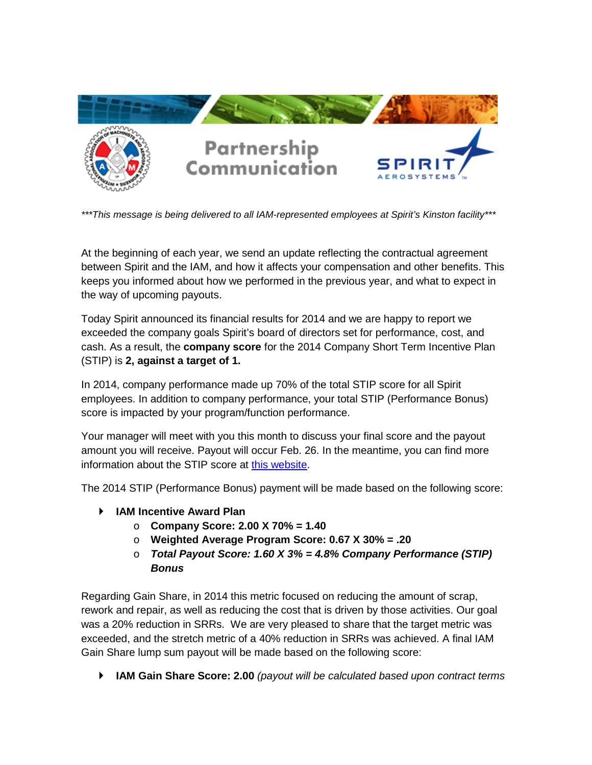Partnership Communication

SPIRIT AEROSYSTEMS

*\*\*\*This message is being delivered to all IAM-represented employees at Spirit's Kinston facility\*\*\**

At the beginning of each year, we send an update reflecting the contractual agreement between Spirit and the IAM, and how it affects your compensation and other benefits. This keeps you informed about how we performed in the previous year, and what to expect in the way of upcoming payouts.

Today Spirit announced its financial results for 2014 and we are happy to report we exceeded the company goals Spirit's board of directors set for performance, cost, and cash. As a result, the **company score** for the 2014 Company Short Term Incentive Plan (STIP) is **2, against a target of 1.**

In 2014, company performance made up 70% of the total STIP score for all Spirit employees. In addition to company performance, your total STIP (Performance Bonus) score is impacted by your program/function performance.

Your manager will meet with you this month to discuss your final score and the payout amount you will receive. Payout will occur Feb. 26. In the meantime, you can find more information about the STIP score at this website.

The 2014 STIP (Performance Bonus) payment will be made based on the following score:

- **IAM Incentive Award Plan**
  - **Company Score: 2.00 X 70% = 1.40**
  - **Weighted Average Program Score: 0.67 X 30% = .20**
  - ***Total Payout Score: 1.60 X 3% = 4.8% Company Performance (STIP) Bonus***

Regarding Gain Share, in 2014 this metric focused on reducing the amount of scrap, rework and repair, as well as reducing the cost that is driven by those activities. Our goal was a 20% reduction in SRRs. We are very pleased to share that the target metric was exceeded, and the stretch metric of a 40% reduction in SRRs was achieved. A final IAM Gain Share lump sum payout will be made based on the following score:

- **IAM Gain Share Score: 2.00** *(payout will be calculated based upon contract terms*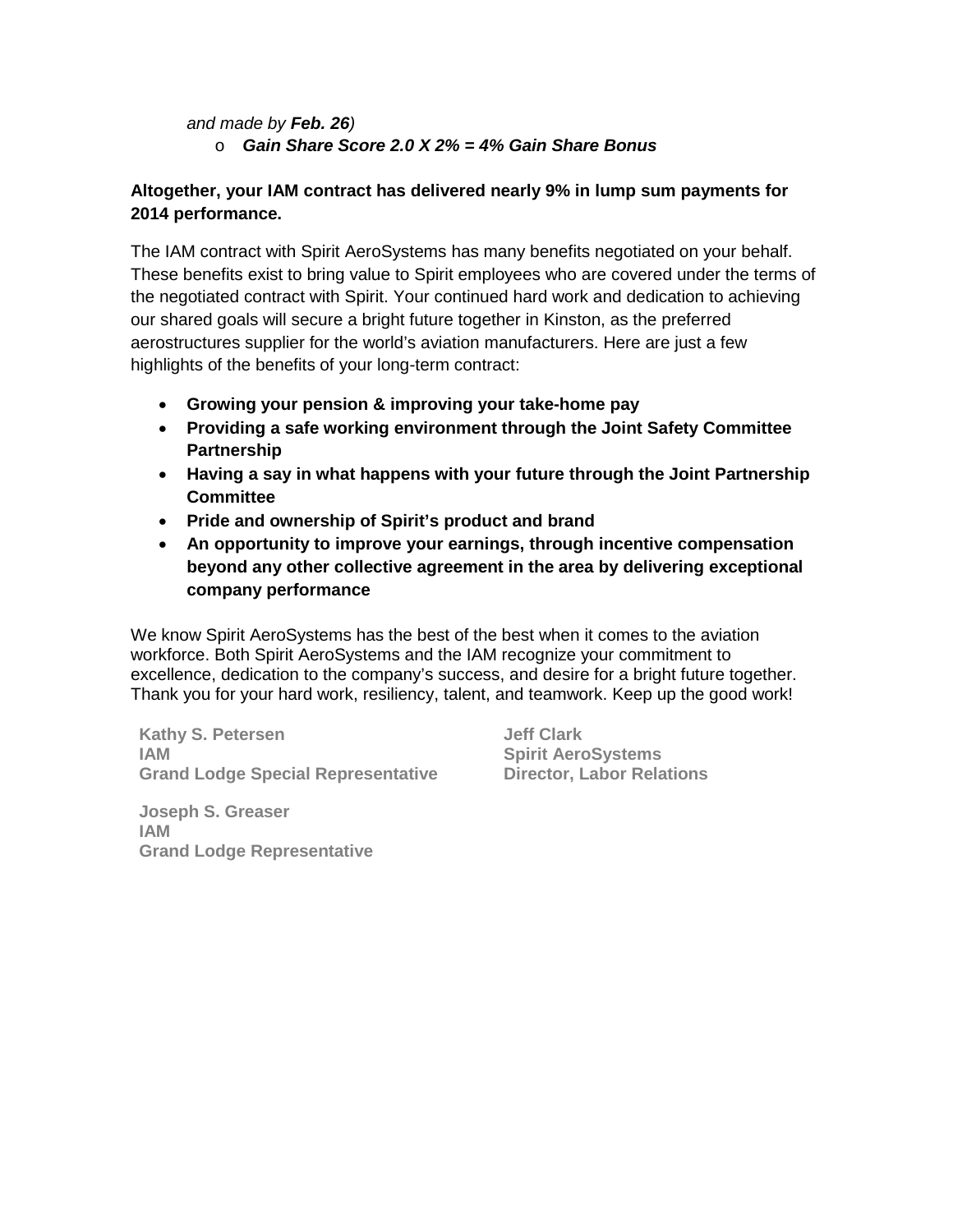*and made by* ***Feb. 26****)*

- ***Gain Share Score 2.0 X 2% = 4% Gain Share Bonus***

**Altogether, your IAM contract has delivered nearly 9% in lump sum payments for 2014 performance.**

The IAM contract with Spirit AeroSystems has many benefits negotiated on your behalf. These benefits exist to bring value to Spirit employees who are covered under the terms of the negotiated contract with Spirit. Your continued hard work and dedication to achieving our shared goals will secure a bright future together in Kinston, as the preferred aerostructures supplier for the world's aviation manufacturers. Here are just a few highlights of the benefits of your long-term contract:

- **Growing your pension & improving your take-home pay**
- **Providing a safe working environment through the Joint Safety Committee Partnership**
- **Having a say in what happens with your future through the Joint Partnership Committee**
- **Pride and ownership of Spirit's product and brand**
- **An opportunity to improve your earnings, through incentive compensation beyond any other collective agreement in the area by delivering exceptional company performance**

We know Spirit AeroSystems has the best of the best when it comes to the aviation workforce. Both Spirit AeroSystems and the IAM recognize your commitment to excellence, dedication to the company's success, and desire for a bright future together. Thank you for your hard work, resiliency, talent, and teamwork. Keep up the good work!

**Kathy S. Petersen**
**IAM**
**Grand Lodge Special Representative**

**Jeff Clark**
**Spirit AeroSystems**
**Director, Labor Relations**

**Joseph S. Greaser**
**IAM**
**Grand Lodge Representative**